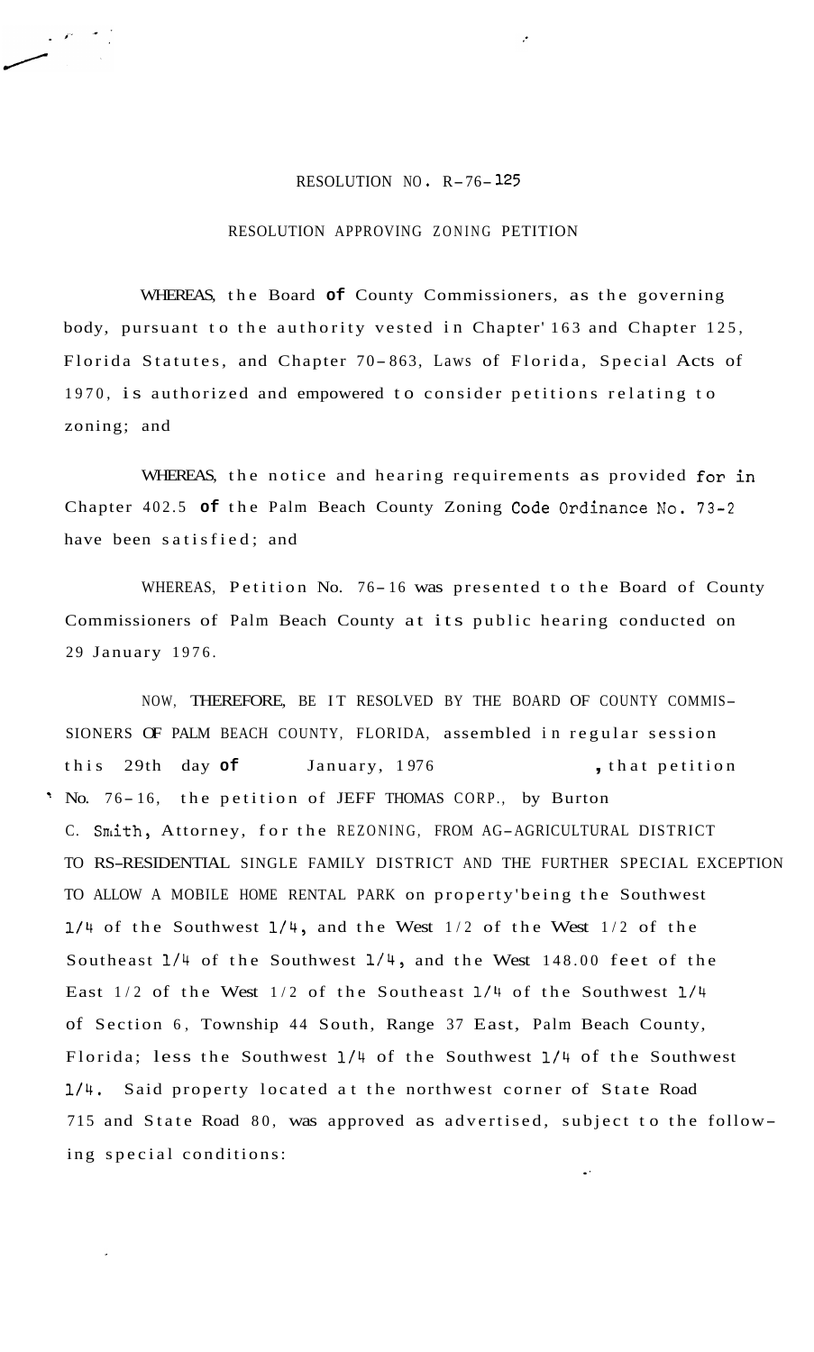RESOLUTION NO. R-76-125

RESOLUTION APPROVING ZONING PETITION

WHEREAS, the Board of County Commissioners, as the governing body, pursuant to the authority vested in Chapter' 163 and Chapter 125, Florida Statutes, and Chapter 70-863, Laws of Florida, Special Acts of 1970, is authorized and empowered to consider petitions relating to zoning; and

WHEREAS, the notice and hearing requirements as provided for in Chapter 402.5 of the Palm Beach County Zoning Code Ordinance No. 73-2 have been satisfied; and

WHEREAS, Petition No. 76-16 was presented to the Board of County Commissioners of Palm Beach County at its public hearing conducted on 29 January 1976.

NOW, THEREFORE, BE IT RESOLVED BY THE BOARD OF COUNTY COMMISSIONERS OF PALM BEACH COUNTY, FLORIDA, assembled in regular session this 29th day of January, 1976, that petition No. 76-16, the petition of JEFF THOMAS CORP., by Burton C. Smith, Attorney, for the REZONING, FROM AG-AGRICULTURAL DISTRICT TO RS-RESIDENTIAL SINGLE FAMILY DISTRICT AND THE FURTHER SPECIAL EXCEPTION TO ALLOW A MOBILE HOME RENTAL PARK on property'being the Southwest 1/4 of the Southwest 1/4, and the West 1/2 of the West 1/2 of the Southeast 1/4 of the Southwest 1/4, and the West 148.00 feet of the East 1/2 of the West 1/2 of the Southeast 1/4 of the Southwest 1/4 of Section 6, Township 44 South, Range 37 East, Palm Beach County, Florida; less the Southwest 1/4 of the Southwest 1/4 of the Southwest 1/4. Said property located at the northwest corner of State Road 715 and State Road 80, was approved as advertised, subject to the following special conditions: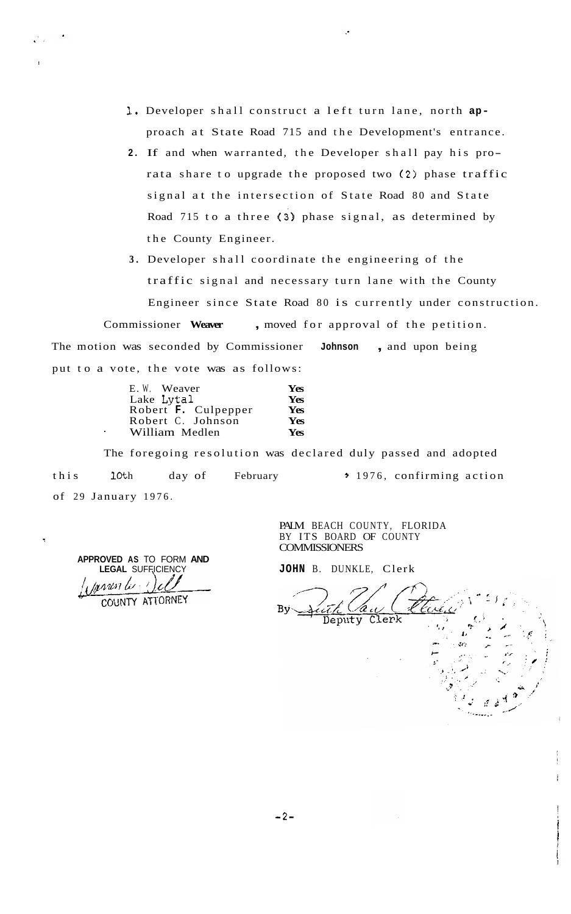1. Developer shall construct a left turn lane, north approach at State Road 715 and the Development's entrance.
2. If and when warranted, the Developer shall pay his pro-rata share to upgrade the proposed two (2) phase traffic signal at the intersection of State Road 80 and State Road 715 to a three (3) phase signal, as determined by the County Engineer.
3. Developer shall coordinate the engineering of the traffic signal and necessary turn lane with the County Engineer since State Road 80 is currently under construction.

Commissioner **Weaver**, moved for approval of the petition. The motion was seconded by Commissioner **Johnson**, and upon being put to a vote, the vote was as follows:

| | |
|---|---|
| E. W. Weaver | Yes |
| Lake Lytal | Yes |
| Robert F. Culpepper | Yes |
| Robert C. Johnson | Yes |
| William Medlen | Yes |

The foregoing resolution was declared duly passed and adopted this 10th day of February, 1976, confirming action of 29 January 1976.

PALM BEACH COUNTY, FLORIDA
BY ITS BOARD OF COUNTY COMMISSIONERS

JOHN B. DUNKLE, Clerk

By [signature]
Deputy Clerk

APPROVED AS TO FORM AND LEGAL SUFFICIENCY

[signature]
COUNTY ATTORNEY